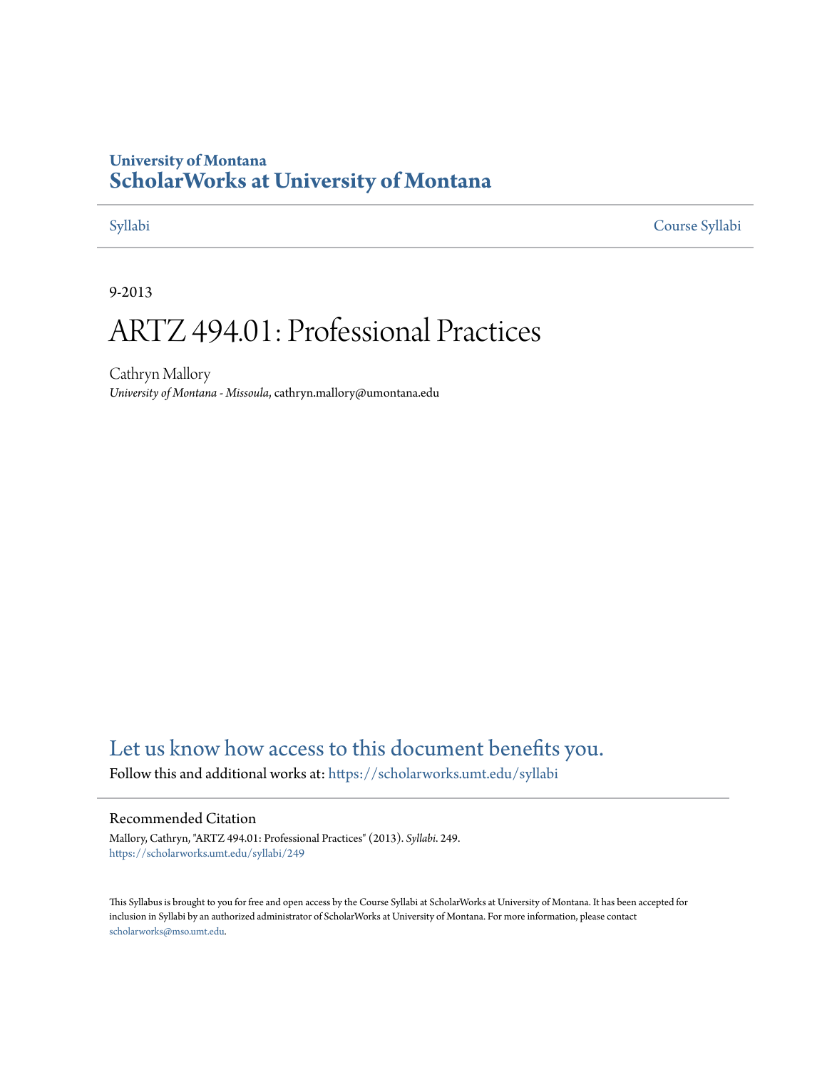University of Montana
# ScholarWorks at University of Montana

Syllabi | Course Syllabi

9-2013

# ARTZ 494.01: Professional Practices

Cathryn Mallory
*University of Montana - Missoula*, cathryn.mallory@umontana.edu

## Let us know how access to this document benefits you.

Follow this and additional works at: https://scholarworks.umt.edu/syllabi

### Recommended Citation

Mallory, Cathryn, "ARTZ 494.01: Professional Practices" (2013). *Syllabi*. 249.
https://scholarworks.umt.edu/syllabi/249

This Syllabus is brought to you for free and open access by the Course Syllabi at ScholarWorks at University of Montana. It has been accepted for inclusion in Syllabi by an authorized administrator of ScholarWorks at University of Montana. For more information, please contact scholarworks@mso.umt.edu.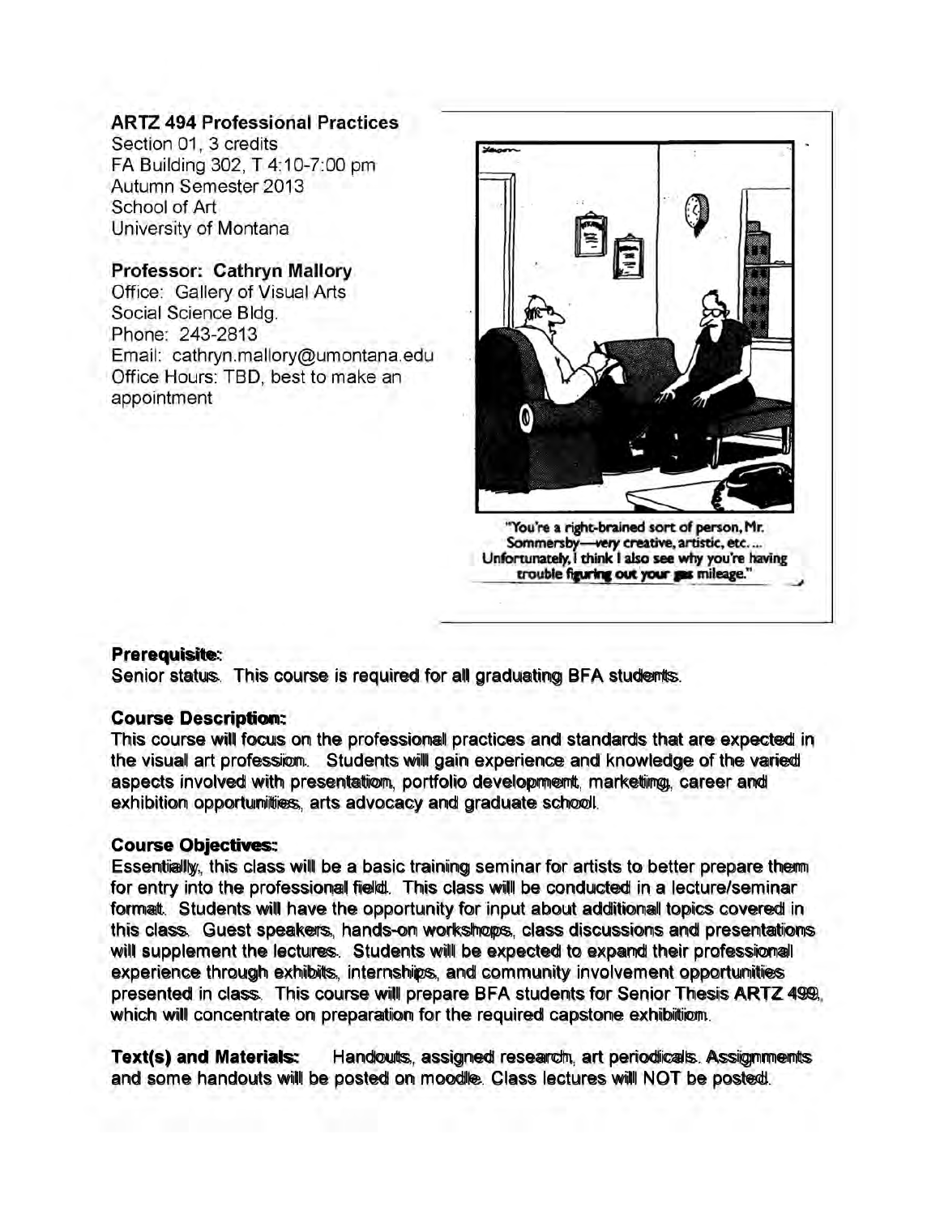**ARTZ 494 Professional Practices**
Section 01, 3 credits
FA Building 302, T 4:10-7:00 pm
Autumn Semester 2013
School of Art
University of Montana

**Professor: Cathryn Mallory**
Office: Gallery of Visual Arts
Social Science Bldg.
Phone: 243-2813
Email: cathryn.mallory@umontana.edu
Office Hours: TBD, best to make an appointment

"You're a right-brained sort of person, Mr. Sommersby—very creative, artistic, etc. ... Unfortunately, I think I also see why you're having trouble figuring out your gas mileage."

**Prerequisite:**
Senior status. This course is required for all graduating BFA students.

**Course Description:**
This course will focus on the professional practices and standards that are expected in the visual art profession. Students will gain experience and knowledge of the varied aspects involved with presentation, portfolio development, marketing, career and exhibition opportunities, arts advocacy and graduate school.

**Course Objectives:**
Essentially, this class will be a basic training seminar for artists to better prepare them for entry into the professional field. This class will be conducted in a lecture/seminar format. Students will have the opportunity for input about additional topics covered in this class. Guest speakers, hands-on workshops, class discussions and presentations will supplement the lectures. Students will be expected to expand their professional experience through exhibits, internships, and community involvement opportunities presented in class. This course will prepare BFA students for Senior Thesis ARTZ 499, which will concentrate on preparation for the required capstone exhibition.

**Text(s) and Materials:** Handouts, assigned research, art periodicals. Assignments and some handouts will be posted on moodle. Class lectures will NOT be posted.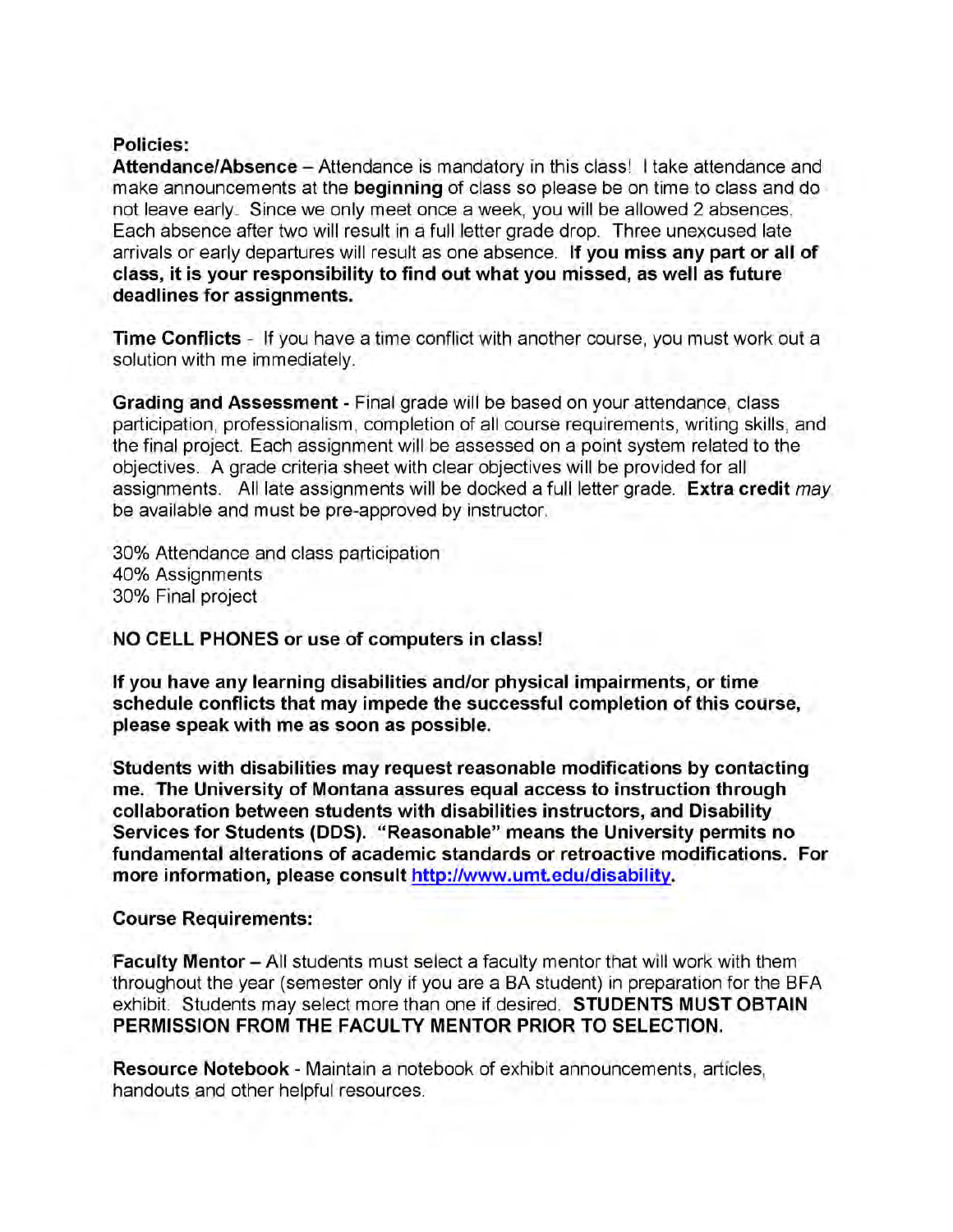**Policies:**

**Attendance/Absence** – Attendance is mandatory in this class! I take attendance and make announcements at the **beginning** of class so please be on time to class and do not leave early. Since we only meet once a week, you will be allowed 2 absences. Each absence after two will result in a full letter grade drop. Three unexcused late arrivals or early departures will result as one absence. **If you miss any part or all of class, it is your responsibility to find out what you missed, as well as future deadlines for assignments.**

**Time Conflicts** - If you have a time conflict with another course, you must work out a solution with me immediately.

**Grading and Assessment -** Final grade will be based on your attendance, class participation, professionalism, completion of all course requirements, writing skills, and the final project. Each assignment will be assessed on a point system related to the objectives. A grade criteria sheet with clear objectives will be provided for all assignments. All late assignments will be docked a full letter grade. **Extra credit** *may* be available and must be pre-approved by instructor.

30% Attendance and class participation
40% Assignments
30% Final project

**NO CELL PHONES or use of computers in class!**

**If you have any learning disabilities and/or physical impairments, or time schedule conflicts that may impede the successful completion of this course, please speak with me as soon as possible.**

**Students with disabilities may request reasonable modifications by contacting me. The University of Montana assures equal access to instruction through collaboration between students with disabilities instructors, and Disability Services for Students (DDS). "Reasonable" means the University permits no fundamental alterations of academic standards or retroactive modifications. For more information, please consult http://www.umt.edu/disability.**

**Course Requirements:**

**Faculty Mentor** – All students must select a faculty mentor that will work with them throughout the year (semester only if you are a BA student) in preparation for the BFA exhibit. Students may select more than one if desired. **STUDENTS MUST OBTAIN PERMISSION FROM THE FACULTY MENTOR PRIOR TO SELECTION.**

**Resource Notebook** - Maintain a notebook of exhibit announcements, articles, handouts and other helpful resources.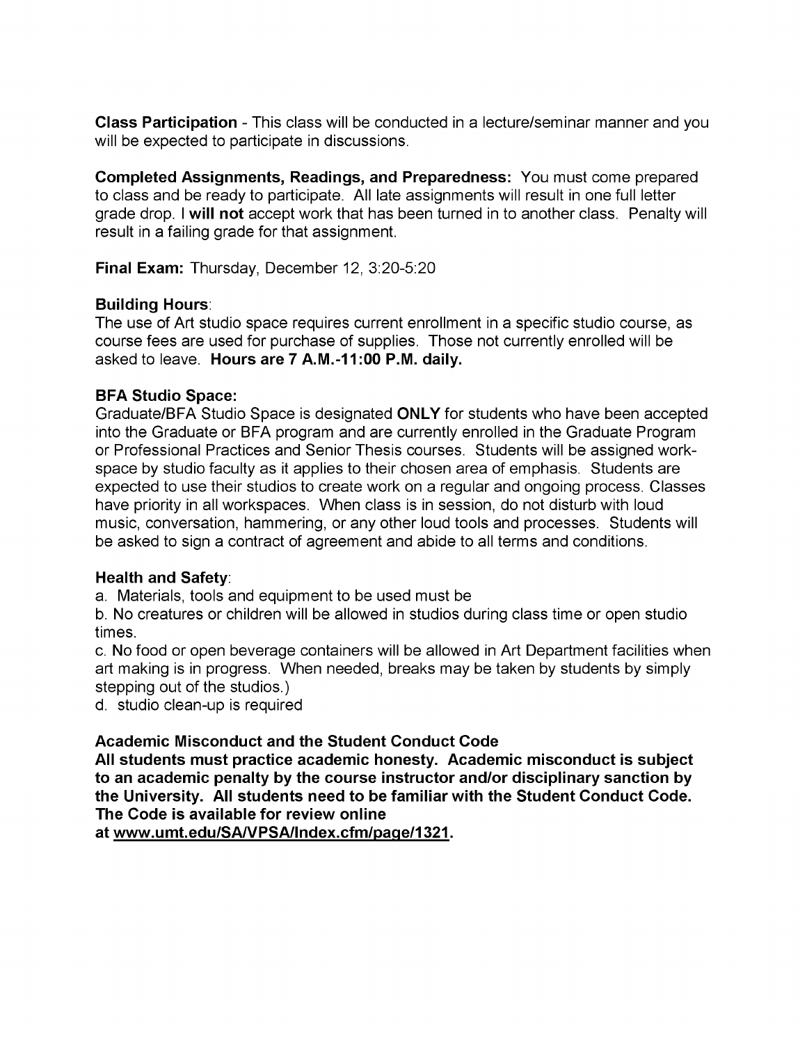**Class Participation** - This class will be conducted in a lecture/seminar manner and you will be expected to participate in discussions.

**Completed Assignments, Readings, and Preparedness:** You must come prepared to class and be ready to participate. All late assignments will result in one full letter grade drop. I **will not** accept work that has been turned in to another class. Penalty will result in a failing grade for that assignment.

**Final Exam:** Thursday, December 12, 3:20-5:20

**Building Hours**:
The use of Art studio space requires current enrollment in a specific studio course, as course fees are used for purchase of supplies. Those not currently enrolled will be asked to leave. **Hours are 7 A.M.-11:00 P.M. daily.**

**BFA Studio Space:**
Graduate/BFA Studio Space is designated **ONLY** for students who have been accepted into the Graduate or BFA program and are currently enrolled in the Graduate Program or Professional Practices and Senior Thesis courses. Students will be assigned work-space by studio faculty as it applies to their chosen area of emphasis. Students are expected to use their studios to create work on a regular and ongoing process. Classes have priority in all workspaces. When class is in session, do not disturb with loud music, conversation, hammering, or any other loud tools and processes. Students will be asked to sign a contract of agreement and abide to all terms and conditions.

**Health and Safety**:
a. Materials, tools and equipment to be used must be
b. No creatures or children will be allowed in studios during class time or open studio times.
c. No food or open beverage containers will be allowed in Art Department facilities when art making is in progress. When needed, breaks may be taken by students by simply stepping out of the studios.)
d. studio clean-up is required

**Academic Misconduct and the Student Conduct Code**
**All students must practice academic honesty. Academic misconduct is subject to an academic penalty by the course instructor and/or disciplinary sanction by the University. All students need to be familiar with the Student Conduct Code. The Code is available for review online at www.umt.edu/SA/VPSA/Index.cfm/page/1321.**